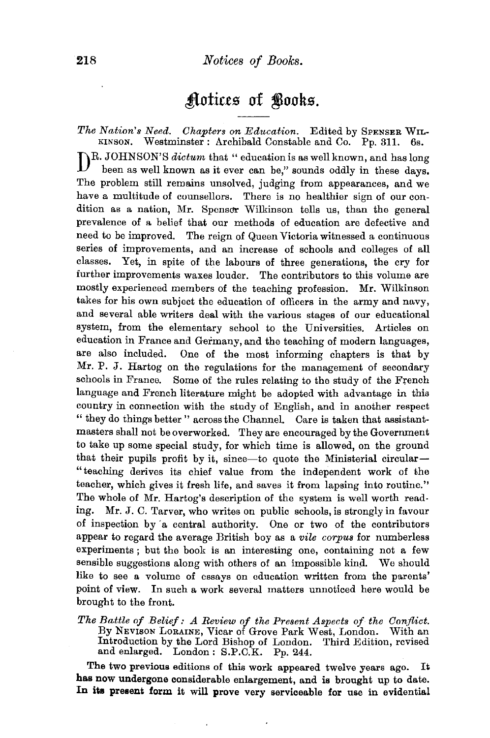# Notices of Books.

*The Nation's Need. Chapters on Education.* Edited by SPENSER WILKINSON. Westminster: Archibald Constable and Co. Pp. 311. 6s.

DR. JOHNSON'S *dictum* that "education is as well known, and has long been as well known as it ever can be," sounds oddly in these days. The problem still remains unsolved, judging from appearances, and we have a multitude of counsellors. There is no healthier sign of our condition as a nation, Mr. Spenser Wilkinson tells us, than the general prevalence of a belief that our methods of education are defective and need to be improved. The reign of Queen Victoria witnessed a continuous series of improvements, and an increase of schools and colleges of all classes. Yet, in spite of the labours of three generations, the cry for further improvements waxes louder. The contributors to this volume are mostly experienced members of the teaching profession. Mr. Wilkinson takes for his own subject the education of officers in the army and navy, and several able writers deal with the various stages of our educational system, from the elementary school to the Universities. Articles on education in France and Germany, and the teaching of modern languages, are also included. One of the most informing chapters is that by Mr. P. J. Hartog on the regulations for the management of secondary schools in France. Some of the rules relating to the study of the French language and French literature might be adopted with advantage in this country in connection with the study of English, and in another respect "they do things better" across the Channel. Care is taken that assistant-masters shall not be overworked. They are encouraged by the Government to take up some special study, for which time is allowed, on the ground that their pupils profit by it, since—to quote the Ministerial circular—"teaching derives its chief value from the independent work of the teacher, which gives it fresh life, and saves it from lapsing into routine." The whole of Mr. Hartog's description of the system is well worth reading. Mr. J. C. Tarver, who writes on public schools, is strongly in favour of inspection by a central authority. One or two of the contributors appear to regard the average British boy as a *vile corpus* for numberless experiments; but the book is an interesting one, containing not a few sensible suggestions along with others of an impossible kind. We should like to see a volume of essays on education written from the parents' point of view. In such a work several matters unnoticed here would be brought to the front.

*The Battle of Belief: A Review of the Present Aspects of the Conflict.* By NEVISON LORAINE, Vicar of Grove Park West, London. With an Introduction by the Lord Bishop of London. Third Edition, revised and enlarged. London: S.P.C.K. Pp. 244.

The two previous editions of this work appeared twelve years ago. It has now undergone considerable enlargement, and is brought up to date. In its present form it will prove very serviceable for use in evidential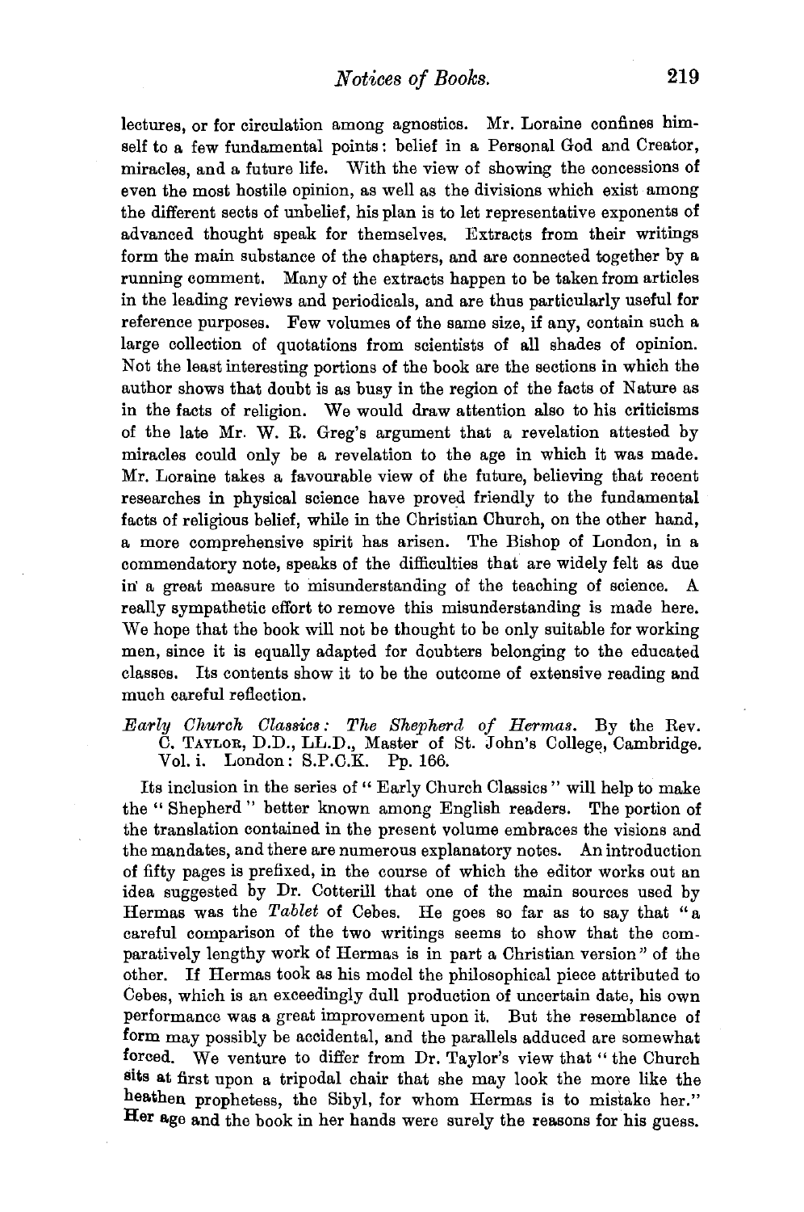lectures, or for circulation among agnostics. Mr. Loraine confines himself to a few fundamental points: belief in a Personal God and Creator, miracles, and a future life. With the view of showing the concessions of even the most hostile opinion, as well as the divisions which exist among the different sects of unbelief, his plan is to let representative exponents of advanced thought speak for themselves. Extracts from their writings form the main substance of the chapters, and are connected together by a running comment. Many of the extracts happen to be taken from articles in the leading reviews and periodicals, and are thus particularly useful for reference purposes. Few volumes of the same size, if any, contain such a large collection of quotations from scientists of all shades of opinion. Not the least interesting portions of the book are the sections in which the author shows that doubt is as busy in the region of the facts of Nature as in the facts of religion. We would draw attention also to his criticisms of the late Mr. W. R. Greg's argument that a revelation attested by miracles could only be a revelation to the age in which it was made. Mr. Loraine takes a favourable view of the future, believing that recent researches in physical science have proved friendly to the fundamental facts of religious belief, while in the Christian Church, on the other hand, a more comprehensive spirit has arisen. The Bishop of London, in a commendatory note, speaks of the difficulties that are widely felt as due in a great measure to misunderstanding of the teaching of science. A really sympathetic effort to remove this misunderstanding is made here. We hope that the book will not be thought to be only suitable for working men, since it is equally adapted for doubters belonging to the educated classes. Its contents show it to be the outcome of extensive reading and much careful reflection.

*Early Church Classics: The Shepherd of Hermas.* By the Rev. C. TAYLOR, D.D., LL.D., Master of St. John's College, Cambridge. Vol. i. London: S.P.C.K. Pp. 166.

Its inclusion in the series of "Early Church Classics" will help to make the "Shepherd" better known among English readers. The portion of the translation contained in the present volume embraces the visions and the mandates, and there are numerous explanatory notes. An introduction of fifty pages is prefixed, in the course of which the editor works out an idea suggested by Dr. Cotterill that one of the main sources used by Hermas was the *Tablet* of Cebes. He goes so far as to say that "a careful comparison of the two writings seems to show that the comparatively lengthy work of Hermas is in part a Christian version" of the other. If Hermas took as his model the philosophical piece attributed to Cebes, which is an exceedingly dull production of uncertain date, his own performance was a great improvement upon it. But the resemblance of form may possibly be accidental, and the parallels adduced are somewhat forced. We venture to differ from Dr. Taylor's view that "the Church sits at first upon a tripodal chair that she may look the more like the heathen prophetess, the Sibyl, for whom Hermas is to mistake her." Her age and the book in her hands were surely the reasons for his guess.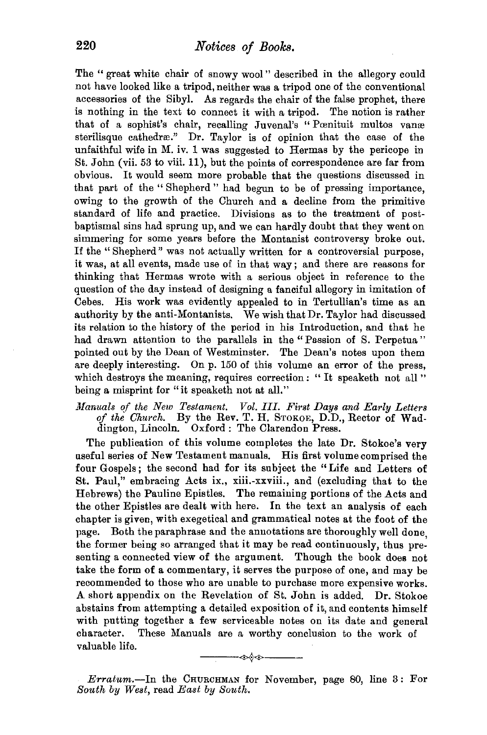The "great white chair of snowy wool" described in the allegory could not have looked like a tripod, neither was a tripod one of the conventional accessories of the Sibyl. As regards the chair of the false prophet, there is nothing in the text to connect it with a tripod. The notion is rather that of a sophist's chair, recalling Juvenal's "Pœnituit multos vanæ sterilisque cathedræ." Dr. Taylor is of opinion that the case of the unfaithful wife in M. iv. 1 was suggested to Hermas by the pericope in St. John (vii. 53 to viii. 11), but the points of correspondence are far from obvious. It would seem more probable that the questions discussed in that part of the "Shepherd" had begun to be of pressing importance, owing to the growth of the Church and a decline from the primitive standard of life and practice. Divisions as to the treatment of post-baptismal sins had sprung up, and we can hardly doubt that they went on simmering for some years before the Montanist controversy broke out. If the "Shepherd" was not actually written for a controversial purpose, it was, at all events, made use of in that way; and there are reasons for thinking that Hermas wrote with a serious object in reference to the question of the day instead of designing a fanciful allegory in imitation of Cebes. His work was evidently appealed to in Tertullian's time as an authority by the anti-Montanists. We wish that Dr. Taylor had discussed its relation to the history of the period in his Introduction, and that he had drawn attention to the parallels in the "Passion of S. Perpetua" pointed out by the Dean of Westminster. The Dean's notes upon them are deeply interesting. On p. 150 of this volume an error of the press, which destroys the meaning, requires correction: "It speaketh not all" being a misprint for "it speaketh not at all."

*Manuals of the New Testament. Vol. III. First Days and Early Letters of the Church.* By the Rev. T. H. Stokoe, D.D., Rector of Waddington, Lincoln. Oxford: The Clarendon Press.

The publication of this volume completes the late Dr. Stokoe's very useful series of New Testament manuals. His first volume comprised the four Gospels; the second had for its subject the "Life and Letters of St. Paul," embracing Acts ix., xiii.-xxviii., and (excluding that to the Hebrews) the Pauline Epistles. The remaining portions of the Acts and the other Epistles are dealt with here. In the text an analysis of each chapter is given, with exegetical and grammatical notes at the foot of the page. Both the paraphrase and the annotations are thoroughly well done, the former being so arranged that it may be read continuously, thus presenting a connected view of the argument. Though the book does not take the form of a commentary, it serves the purpose of one, and may be recommended to those who are unable to purchase more expensive works. A short appendix on the Revelation of St. John is added. Dr. Stokoe abstains from attempting a detailed exposition of it, and contents himself with putting together a few serviceable notes on its date and general character. These Manuals are a worthy conclusion to the work of valuable life.

---

*Erratum.*—In the Churchman for November, page 80, line 3: For *South by West*, read *East by South.*